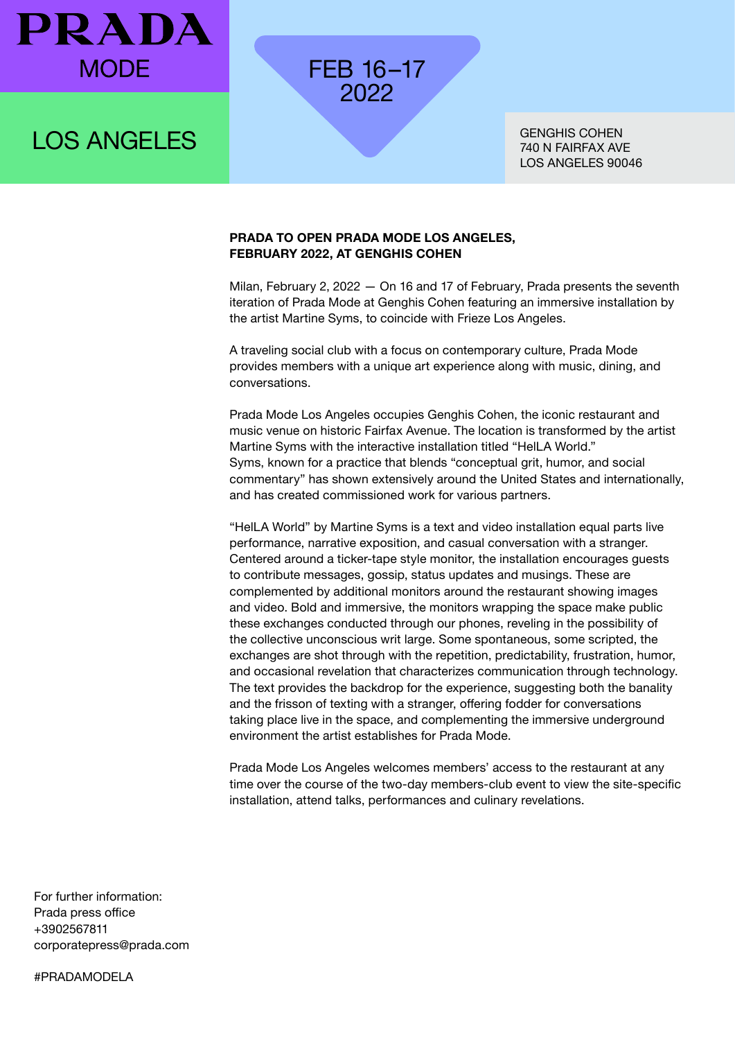PRADA
MODE

LOS ANGELES

FEB 16–17
2022

GENGHIS COHEN
740 N FAIRFAX AVE
LOS ANGELES 90046

**PRADA TO OPEN PRADA MODE LOS ANGELES, FEBRUARY 2022, AT GENGHIS COHEN**

Milan, February 2, 2022 — On 16 and 17 of February, Prada presents the seventh iteration of Prada Mode at Genghis Cohen featuring an immersive installation by the artist Martine Syms, to coincide with Frieze Los Angeles.

A traveling social club with a focus on contemporary culture, Prada Mode provides members with a unique art experience along with music, dining, and conversations.

Prada Mode Los Angeles occupies Genghis Cohen, the iconic restaurant and music venue on historic Fairfax Avenue. The location is transformed by the artist Martine Syms with the interactive installation titled "HelLA World."
Syms, known for a practice that blends "conceptual grit, humor, and social commentary" has shown extensively around the United States and internationally, and has created commissioned work for various partners.

"HelLA World" by Martine Syms is a text and video installation equal parts live performance, narrative exposition, and casual conversation with a stranger. Centered around a ticker-tape style monitor, the installation encourages guests to contribute messages, gossip, status updates and musings. These are complemented by additional monitors around the restaurant showing images and video. Bold and immersive, the monitors wrapping the space make public these exchanges conducted through our phones, reveling in the possibility of the collective unconscious writ large. Some spontaneous, some scripted, the exchanges are shot through with the repetition, predictability, frustration, humor, and occasional revelation that characterizes communication through technology. The text provides the backdrop for the experience, suggesting both the banality and the frisson of texting with a stranger, offering fodder for conversations taking place live in the space, and complementing the immersive underground environment the artist establishes for Prada Mode.

Prada Mode Los Angeles welcomes members' access to the restaurant at any time over the course of the two-day members-club event to view the site-specific installation, attend talks, performances and culinary revelations.

For further information:
Prada press office
+3902567811
corporatepress@prada.com

#PRADAMODELA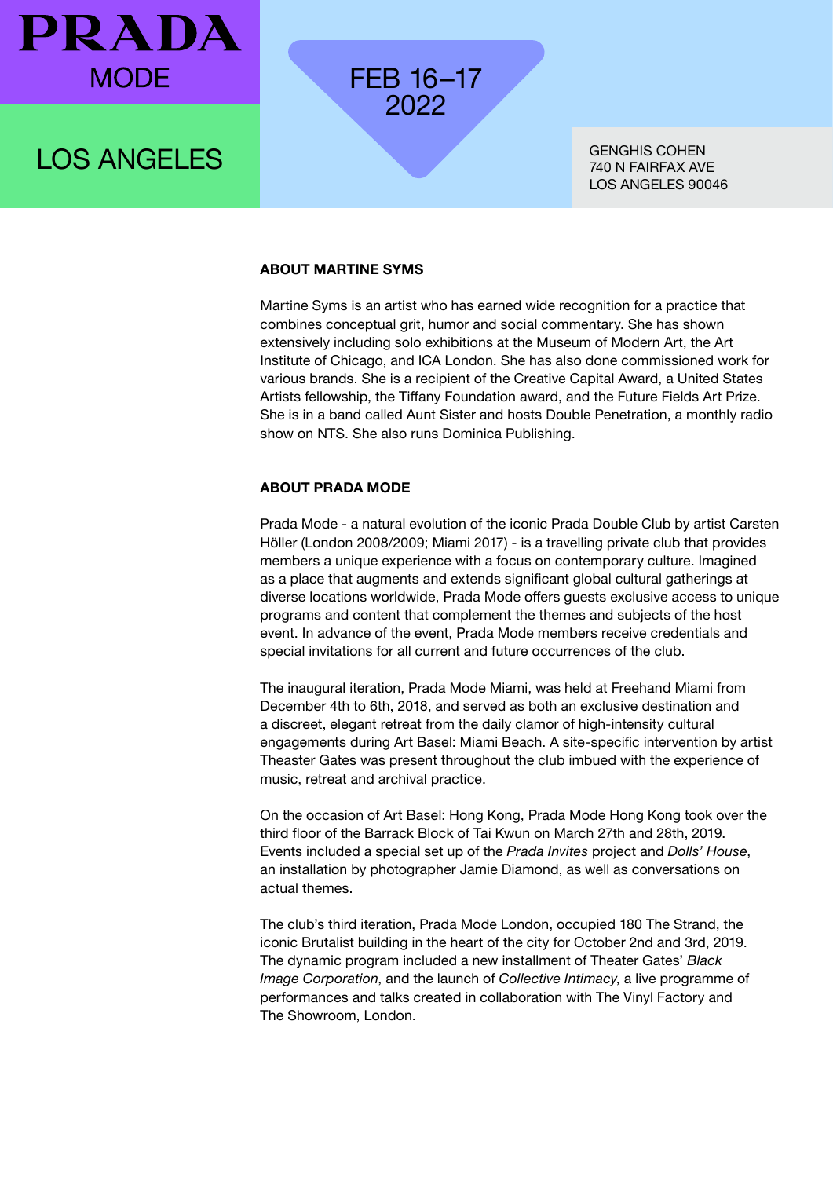**PRADA**
MODE

LOS ANGELES

FEB 16–17
2022

GENGHIS COHEN
740 N FAIRFAX AVE
LOS ANGELES 90046

## ABOUT MARTINE SYMS

Martine Syms is an artist who has earned wide recognition for a practice that combines conceptual grit, humor and social commentary. She has shown extensively including solo exhibitions at the Museum of Modern Art, the Art Institute of Chicago, and ICA London. She has also done commissioned work for various brands. She is a recipient of the Creative Capital Award, a United States Artists fellowship, the Tiffany Foundation award, and the Future Fields Art Prize. She is in a band called Aunt Sister and hosts Double Penetration, a monthly radio show on NTS. She also runs Dominica Publishing.

## ABOUT PRADA MODE

Prada Mode - a natural evolution of the iconic Prada Double Club by artist Carsten Höller (London 2008/2009; Miami 2017) - is a travelling private club that provides members a unique experience with a focus on contemporary culture. Imagined as a place that augments and extends significant global cultural gatherings at diverse locations worldwide, Prada Mode offers guests exclusive access to unique programs and content that complement the themes and subjects of the host event. In advance of the event, Prada Mode members receive credentials and special invitations for all current and future occurrences of the club.

The inaugural iteration, Prada Mode Miami, was held at Freehand Miami from December 4th to 6th, 2018, and served as both an exclusive destination and a discreet, elegant retreat from the daily clamor of high-intensity cultural engagements during Art Basel: Miami Beach. A site-specific intervention by artist Theaster Gates was present throughout the club imbued with the experience of music, retreat and archival practice.

On the occasion of Art Basel: Hong Kong, Prada Mode Hong Kong took over the third floor of the Barrack Block of Tai Kwun on March 27th and 28th, 2019. Events included a special set up of the *Prada Invites* project and *Dolls' House*, an installation by photographer Jamie Diamond, as well as conversations on actual themes.

The club's third iteration, Prada Mode London, occupied 180 The Strand, the iconic Brutalist building in the heart of the city for October 2nd and 3rd, 2019. The dynamic program included a new installment of Theater Gates' *Black Image Corporation*, and the launch of *Collective Intimacy*, a live programme of performances and talks created in collaboration with The Vinyl Factory and The Showroom, London.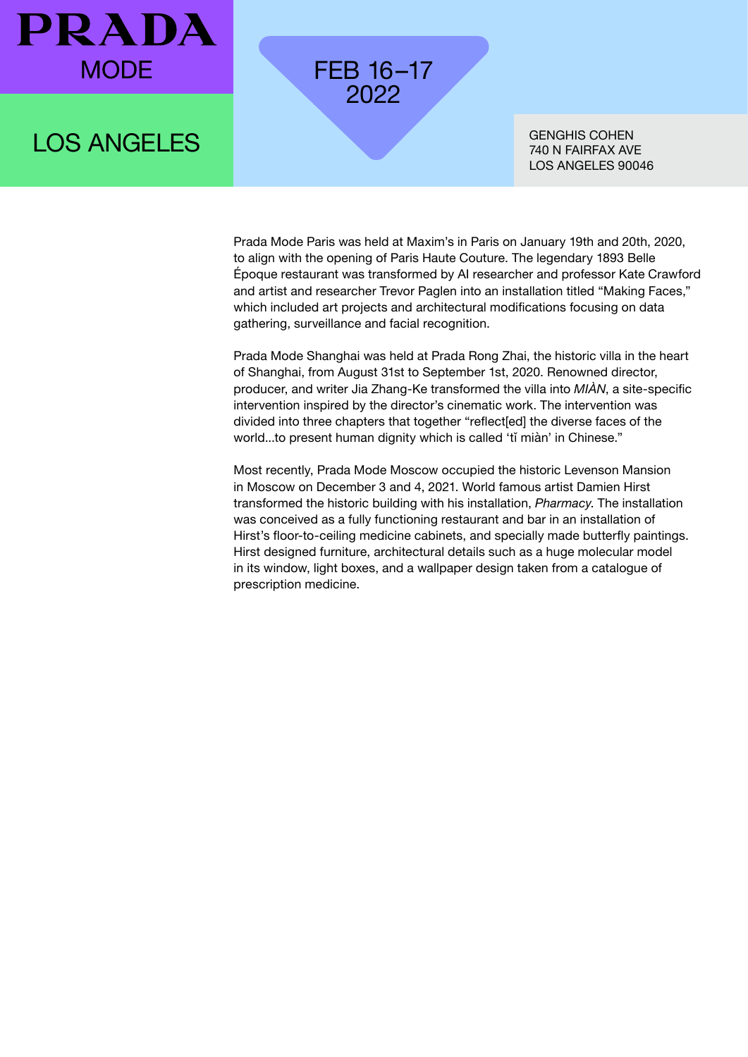PRADA MODE

LOS ANGELES

FEB 16–17
2022

GENGHIS COHEN
740 N FAIRFAX AVE
LOS ANGELES 90046

Prada Mode Paris was held at Maxim's in Paris on January 19th and 20th, 2020, to align with the opening of Paris Haute Couture. The legendary 1893 Belle Époque restaurant was transformed by AI researcher and professor Kate Crawford and artist and researcher Trevor Paglen into an installation titled "Making Faces," which included art projects and architectural modifications focusing on data gathering, surveillance and facial recognition.

Prada Mode Shanghai was held at Prada Rong Zhai, the historic villa in the heart of Shanghai, from August 31st to September 1st, 2020. Renowned director, producer, and writer Jia Zhang-Ke transformed the villa into *MIÀN*, a site-specific intervention inspired by the director's cinematic work. The intervention was divided into three chapters that together "reflect[ed] the diverse faces of the world...to present human dignity which is called 'tǐ miàn' in Chinese."

Most recently, Prada Mode Moscow occupied the historic Levenson Mansion in Moscow on December 3 and 4, 2021. World famous artist Damien Hirst transformed the historic building with his installation, *Pharmacy*. The installation was conceived as a fully functioning restaurant and bar in an installation of Hirst's floor-to-ceiling medicine cabinets, and specially made butterfly paintings. Hirst designed furniture, architectural details such as a huge molecular model in its window, light boxes, and a wallpaper design taken from a catalogue of prescription medicine.